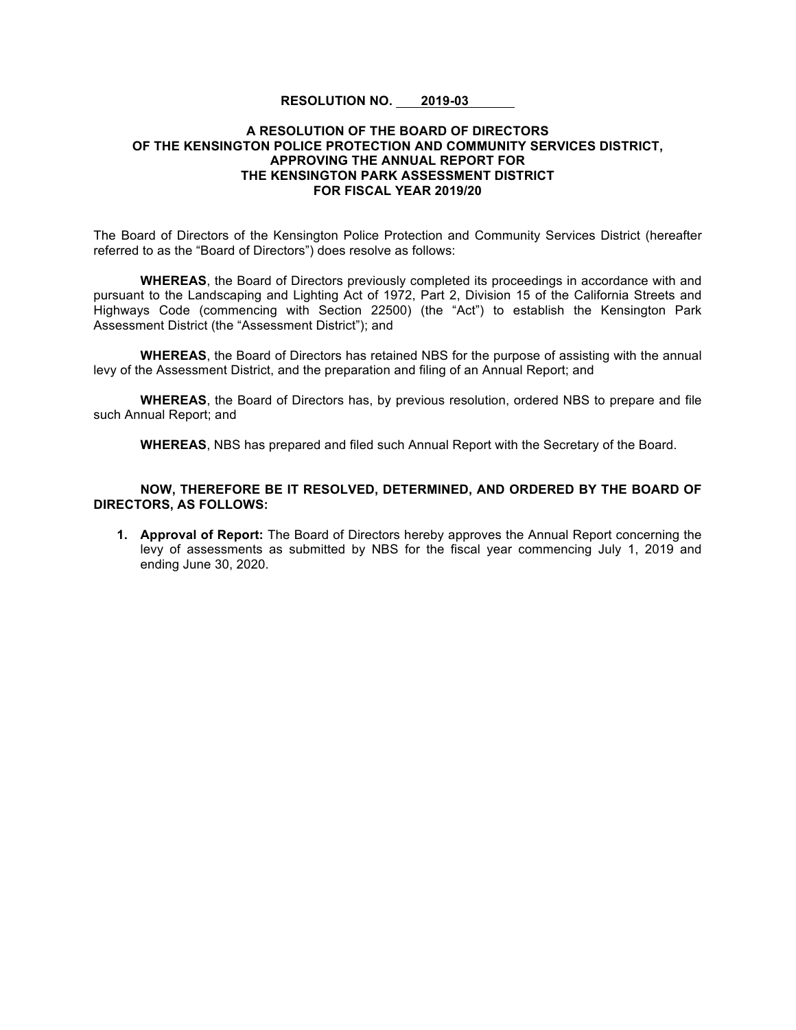**RESOLUTION NO. 2019-03**

**A RESOLUTION OF THE BOARD OF DIRECTORS OF THE KENSINGTON POLICE PROTECTION AND COMMUNITY SERVICES DISTRICT, APPROVING THE ANNUAL REPORT FOR THE KENSINGTON PARK ASSESSMENT DISTRICT FOR FISCAL YEAR 2019/20**

The Board of Directors of the Kensington Police Protection and Community Services District (hereafter referred to as the "Board of Directors") does resolve as follows:

**WHEREAS**, the Board of Directors previously completed its proceedings in accordance with and pursuant to the Landscaping and Lighting Act of 1972, Part 2, Division 15 of the California Streets and Highways Code (commencing with Section 22500) (the "Act") to establish the Kensington Park Assessment District (the "Assessment District"); and

**WHEREAS**, the Board of Directors has retained NBS for the purpose of assisting with the annual levy of the Assessment District, and the preparation and filing of an Annual Report; and

**WHEREAS**, the Board of Directors has, by previous resolution, ordered NBS to prepare and file such Annual Report; and

**WHEREAS**, NBS has prepared and filed such Annual Report with the Secretary of the Board.

**NOW, THEREFORE BE IT RESOLVED, DETERMINED, AND ORDERED BY THE BOARD OF DIRECTORS, AS FOLLOWS:**

1. **Approval of Report:** The Board of Directors hereby approves the Annual Report concerning the levy of assessments as submitted by NBS for the fiscal year commencing July 1, 2019 and ending June 30, 2020.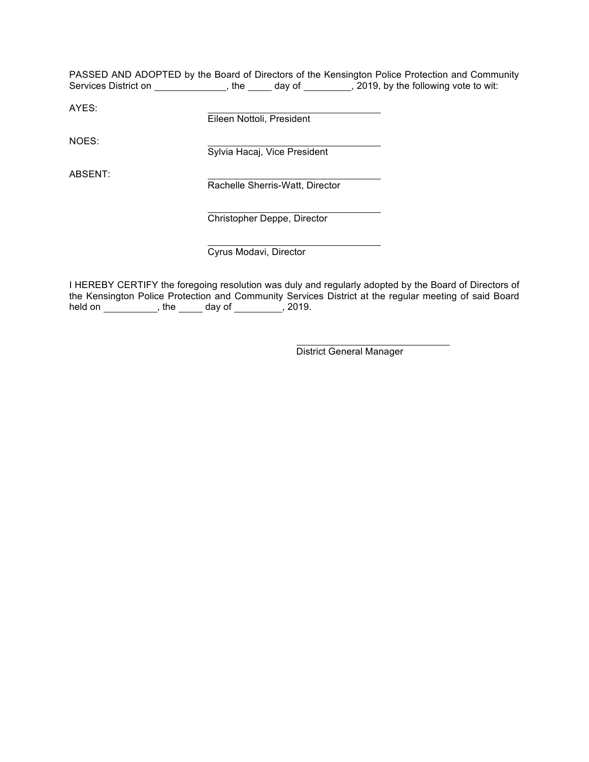PASSED AND ADOPTED by the Board of Directors of the Kensington Police Protection and Community Services District on _____________, the _____ day of _________, 2019, by the following vote to wit:

AYES:

_______________________________
Eileen Nottoli, President

NOES:

_______________________________
Sylvia Hacaj, Vice President

ABSENT:

_______________________________
Rachelle Sherris-Watt, Director

_______________________________
Christopher Deppe, Director

_______________________________
Cyrus Modavi, Director

I HEREBY CERTIFY the foregoing resolution was duly and regularly adopted by the Board of Directors of the Kensington Police Protection and Community Services District at the regular meeting of said Board held on __________, the _____ day of _________, 2019.

_______________________________
District General Manager